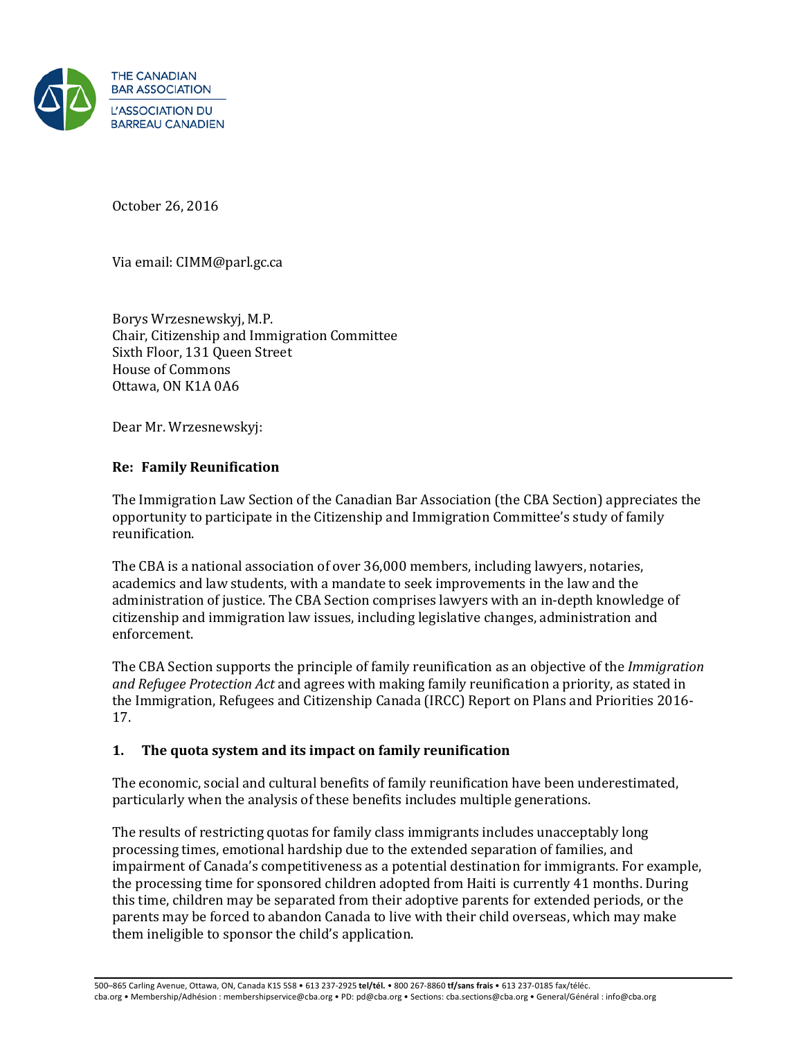THE CANADIAN BAR ASSOCIATION

L'ASSOCIATION DU BARREAU CANADIEN

October 26, 2016

Via email: CIMM@parl.gc.ca

Borys Wrzesnewskyj, M.P.
Chair, Citizenship and Immigration Committee
Sixth Floor, 131 Queen Street
House of Commons
Ottawa, ON K1A 0A6

Dear Mr. Wrzesnewskyj:

**Re: Family Reunification**

The Immigration Law Section of the Canadian Bar Association (the CBA Section) appreciates the opportunity to participate in the Citizenship and Immigration Committee's study of family reunification.

The CBA is a national association of over 36,000 members, including lawyers, notaries, academics and law students, with a mandate to seek improvements in the law and the administration of justice. The CBA Section comprises lawyers with an in-depth knowledge of citizenship and immigration law issues, including legislative changes, administration and enforcement.

The CBA Section supports the principle of family reunification as an objective of the *Immigration and Refugee Protection Act* and agrees with making family reunification a priority, as stated in the Immigration, Refugees and Citizenship Canada (IRCC) Report on Plans and Priorities 2016-17.

## 1. The quota system and its impact on family reunification

The economic, social and cultural benefits of family reunification have been underestimated, particularly when the analysis of these benefits includes multiple generations.

The results of restricting quotas for family class immigrants includes unacceptably long processing times, emotional hardship due to the extended separation of families, and impairment of Canada's competitiveness as a potential destination for immigrants. For example, the processing time for sponsored children adopted from Haiti is currently 41 months. During this time, children may be separated from their adoptive parents for extended periods, or the parents may be forced to abandon Canada to live with their child overseas, which may make them ineligible to sponsor the child's application.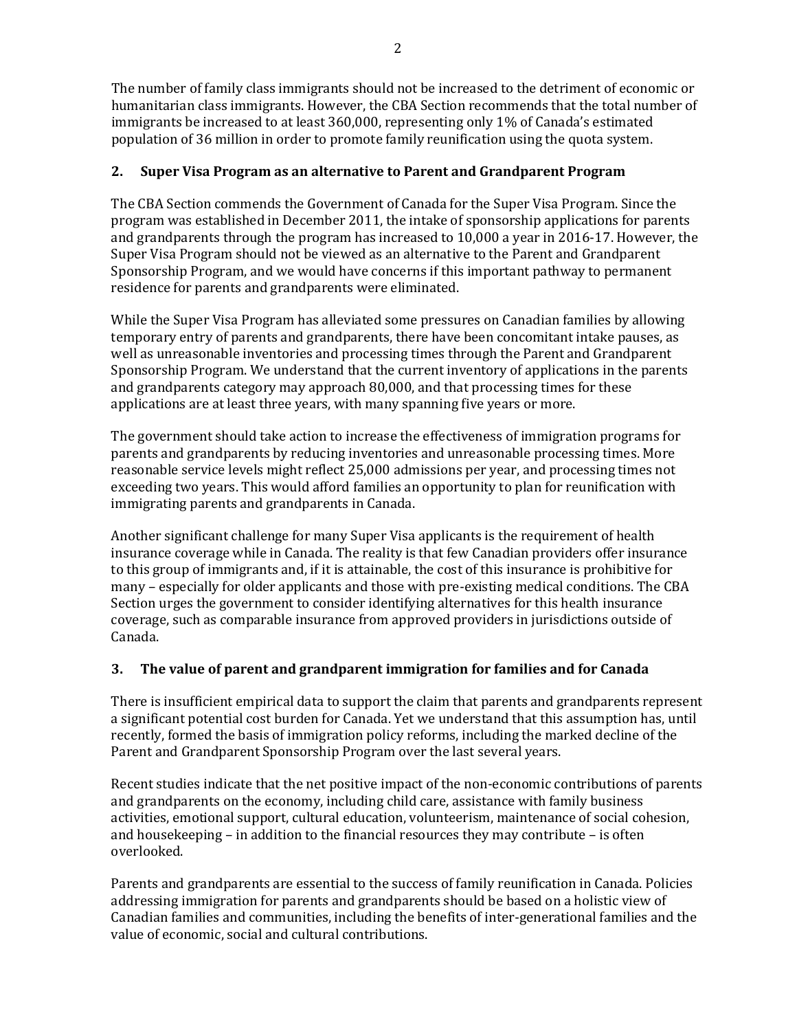The number of family class immigrants should not be increased to the detriment of economic or humanitarian class immigrants. However, the CBA Section recommends that the total number of immigrants be increased to at least 360,000, representing only 1% of Canada's estimated population of 36 million in order to promote family reunification using the quota system.

## 2. Super Visa Program as an alternative to Parent and Grandparent Program

The CBA Section commends the Government of Canada for the Super Visa Program. Since the program was established in December 2011, the intake of sponsorship applications for parents and grandparents through the program has increased to 10,000 a year in 2016-17. However, the Super Visa Program should not be viewed as an alternative to the Parent and Grandparent Sponsorship Program, and we would have concerns if this important pathway to permanent residence for parents and grandparents were eliminated.

While the Super Visa Program has alleviated some pressures on Canadian families by allowing temporary entry of parents and grandparents, there have been concomitant intake pauses, as well as unreasonable inventories and processing times through the Parent and Grandparent Sponsorship Program. We understand that the current inventory of applications in the parents and grandparents category may approach 80,000, and that processing times for these applications are at least three years, with many spanning five years or more.

The government should take action to increase the effectiveness of immigration programs for parents and grandparents by reducing inventories and unreasonable processing times. More reasonable service levels might reflect 25,000 admissions per year, and processing times not exceeding two years. This would afford families an opportunity to plan for reunification with immigrating parents and grandparents in Canada.

Another significant challenge for many Super Visa applicants is the requirement of health insurance coverage while in Canada. The reality is that few Canadian providers offer insurance to this group of immigrants and, if it is attainable, the cost of this insurance is prohibitive for many – especially for older applicants and those with pre-existing medical conditions. The CBA Section urges the government to consider identifying alternatives for this health insurance coverage, such as comparable insurance from approved providers in jurisdictions outside of Canada.

## 3. The value of parent and grandparent immigration for families and for Canada

There is insufficient empirical data to support the claim that parents and grandparents represent a significant potential cost burden for Canada. Yet we understand that this assumption has, until recently, formed the basis of immigration policy reforms, including the marked decline of the Parent and Grandparent Sponsorship Program over the last several years.

Recent studies indicate that the net positive impact of the non-economic contributions of parents and grandparents on the economy, including child care, assistance with family business activities, emotional support, cultural education, volunteerism, maintenance of social cohesion, and housekeeping – in addition to the financial resources they may contribute – is often overlooked.

Parents and grandparents are essential to the success of family reunification in Canada. Policies addressing immigration for parents and grandparents should be based on a holistic view of Canadian families and communities, including the benefits of inter-generational families and the value of economic, social and cultural contributions.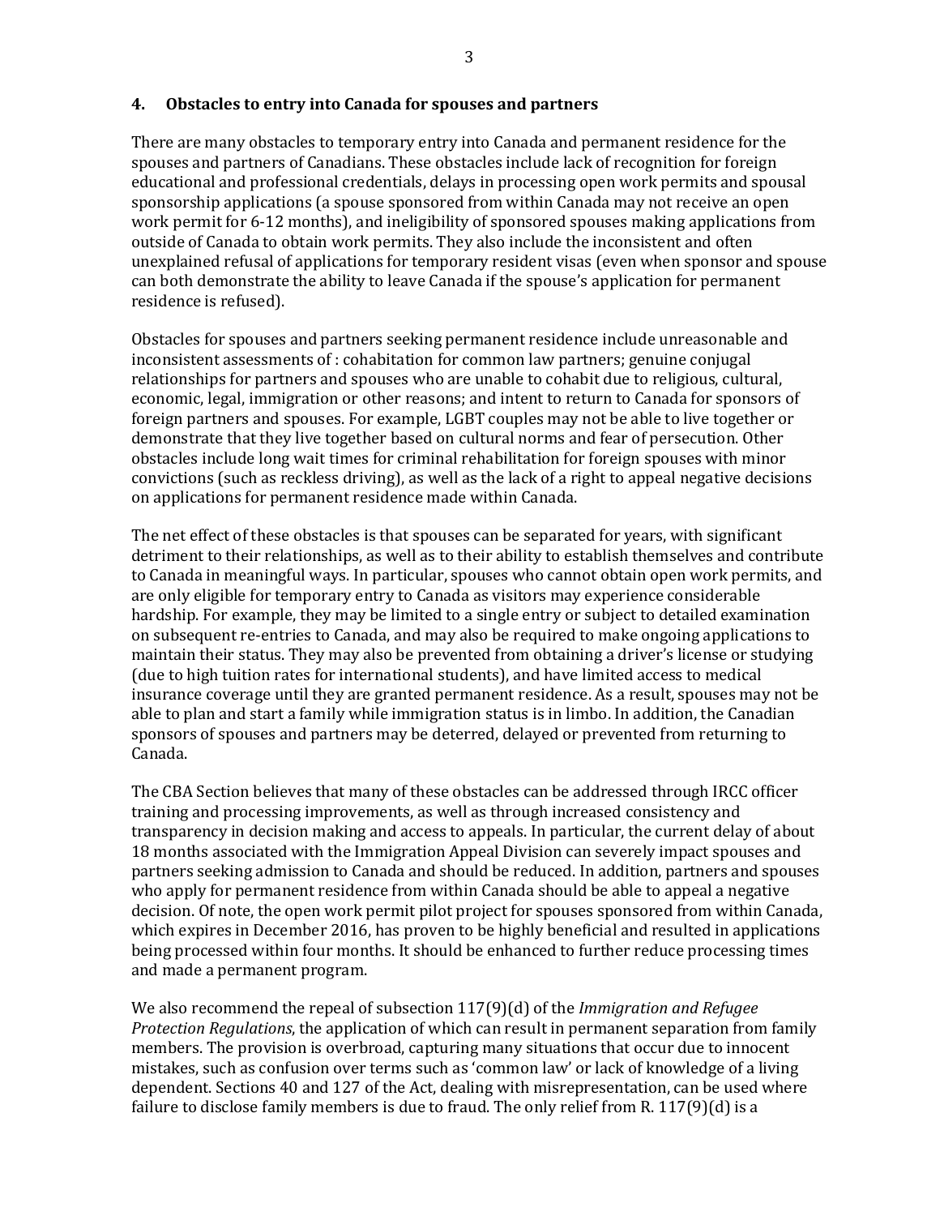## 4. Obstacles to entry into Canada for spouses and partners

There are many obstacles to temporary entry into Canada and permanent residence for the spouses and partners of Canadians. These obstacles include lack of recognition for foreign educational and professional credentials, delays in processing open work permits and spousal sponsorship applications (a spouse sponsored from within Canada may not receive an open work permit for 6-12 months), and ineligibility of sponsored spouses making applications from outside of Canada to obtain work permits. They also include the inconsistent and often unexplained refusal of applications for temporary resident visas (even when sponsor and spouse can both demonstrate the ability to leave Canada if the spouse's application for permanent residence is refused).

Obstacles for spouses and partners seeking permanent residence include unreasonable and inconsistent assessments of : cohabitation for common law partners; genuine conjugal relationships for partners and spouses who are unable to cohabit due to religious, cultural, economic, legal, immigration or other reasons; and intent to return to Canada for sponsors of foreign partners and spouses. For example, LGBT couples may not be able to live together or demonstrate that they live together based on cultural norms and fear of persecution. Other obstacles include long wait times for criminal rehabilitation for foreign spouses with minor convictions (such as reckless driving), as well as the lack of a right to appeal negative decisions on applications for permanent residence made within Canada.

The net effect of these obstacles is that spouses can be separated for years, with significant detriment to their relationships, as well as to their ability to establish themselves and contribute to Canada in meaningful ways. In particular, spouses who cannot obtain open work permits, and are only eligible for temporary entry to Canada as visitors may experience considerable hardship. For example, they may be limited to a single entry or subject to detailed examination on subsequent re-entries to Canada, and may also be required to make ongoing applications to maintain their status. They may also be prevented from obtaining a driver's license or studying (due to high tuition rates for international students), and have limited access to medical insurance coverage until they are granted permanent residence. As a result, spouses may not be able to plan and start a family while immigration status is in limbo. In addition, the Canadian sponsors of spouses and partners may be deterred, delayed or prevented from returning to Canada.

The CBA Section believes that many of these obstacles can be addressed through IRCC officer training and processing improvements, as well as through increased consistency and transparency in decision making and access to appeals. In particular, the current delay of about 18 months associated with the Immigration Appeal Division can severely impact spouses and partners seeking admission to Canada and should be reduced. In addition, partners and spouses who apply for permanent residence from within Canada should be able to appeal a negative decision. Of note, the open work permit pilot project for spouses sponsored from within Canada, which expires in December 2016, has proven to be highly beneficial and resulted in applications being processed within four months. It should be enhanced to further reduce processing times and made a permanent program.

We also recommend the repeal of subsection 117(9)(d) of the *Immigration and Refugee Protection Regulations*, the application of which can result in permanent separation from family members. The provision is overbroad, capturing many situations that occur due to innocent mistakes, such as confusion over terms such as 'common law' or lack of knowledge of a living dependent. Sections 40 and 127 of the Act, dealing with misrepresentation, can be used where failure to disclose family members is due to fraud. The only relief from R. 117(9)(d) is a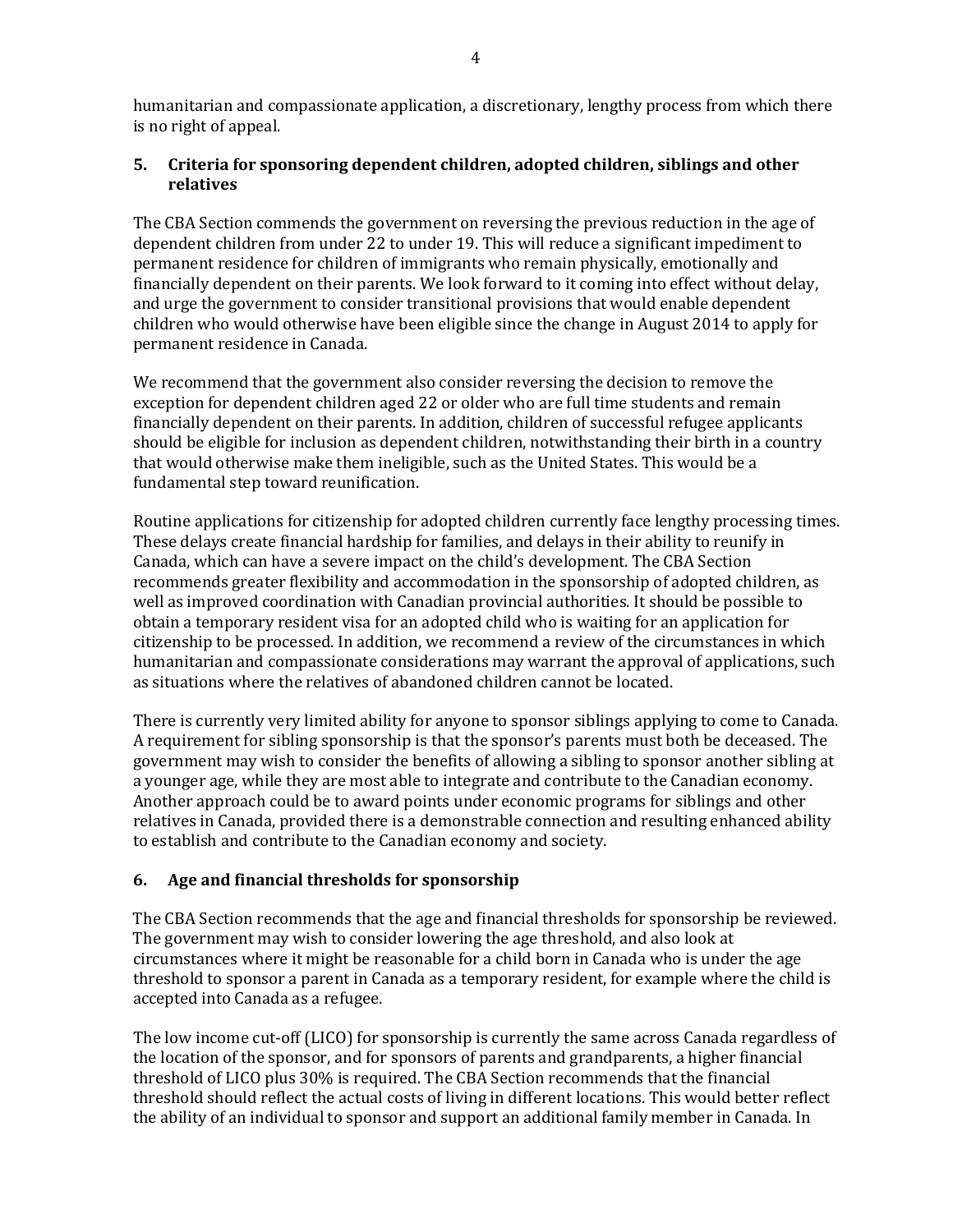humanitarian and compassionate application, a discretionary, lengthy process from which there is no right of appeal.

## 5. Criteria for sponsoring dependent children, adopted children, siblings and other relatives

The CBA Section commends the government on reversing the previous reduction in the age of dependent children from under 22 to under 19. This will reduce a significant impediment to permanent residence for children of immigrants who remain physically, emotionally and financially dependent on their parents. We look forward to it coming into effect without delay, and urge the government to consider transitional provisions that would enable dependent children who would otherwise have been eligible since the change in August 2014 to apply for permanent residence in Canada.

We recommend that the government also consider reversing the decision to remove the exception for dependent children aged 22 or older who are full time students and remain financially dependent on their parents. In addition, children of successful refugee applicants should be eligible for inclusion as dependent children, notwithstanding their birth in a country that would otherwise make them ineligible, such as the United States. This would be a fundamental step toward reunification.

Routine applications for citizenship for adopted children currently face lengthy processing times. These delays create financial hardship for families, and delays in their ability to reunify in Canada, which can have a severe impact on the child's development. The CBA Section recommends greater flexibility and accommodation in the sponsorship of adopted children, as well as improved coordination with Canadian provincial authorities. It should be possible to obtain a temporary resident visa for an adopted child who is waiting for an application for citizenship to be processed. In addition, we recommend a review of the circumstances in which humanitarian and compassionate considerations may warrant the approval of applications, such as situations where the relatives of abandoned children cannot be located.

There is currently very limited ability for anyone to sponsor siblings applying to come to Canada. A requirement for sibling sponsorship is that the sponsor's parents must both be deceased. The government may wish to consider the benefits of allowing a sibling to sponsor another sibling at a younger age, while they are most able to integrate and contribute to the Canadian economy. Another approach could be to award points under economic programs for siblings and other relatives in Canada, provided there is a demonstrable connection and resulting enhanced ability to establish and contribute to the Canadian economy and society.

## 6. Age and financial thresholds for sponsorship

The CBA Section recommends that the age and financial thresholds for sponsorship be reviewed. The government may wish to consider lowering the age threshold, and also look at circumstances where it might be reasonable for a child born in Canada who is under the age threshold to sponsor a parent in Canada as a temporary resident, for example where the child is accepted into Canada as a refugee.

The low income cut-off (LICO) for sponsorship is currently the same across Canada regardless of the location of the sponsor, and for sponsors of parents and grandparents, a higher financial threshold of LICO plus 30% is required. The CBA Section recommends that the financial threshold should reflect the actual costs of living in different locations. This would better reflect the ability of an individual to sponsor and support an additional family member in Canada. In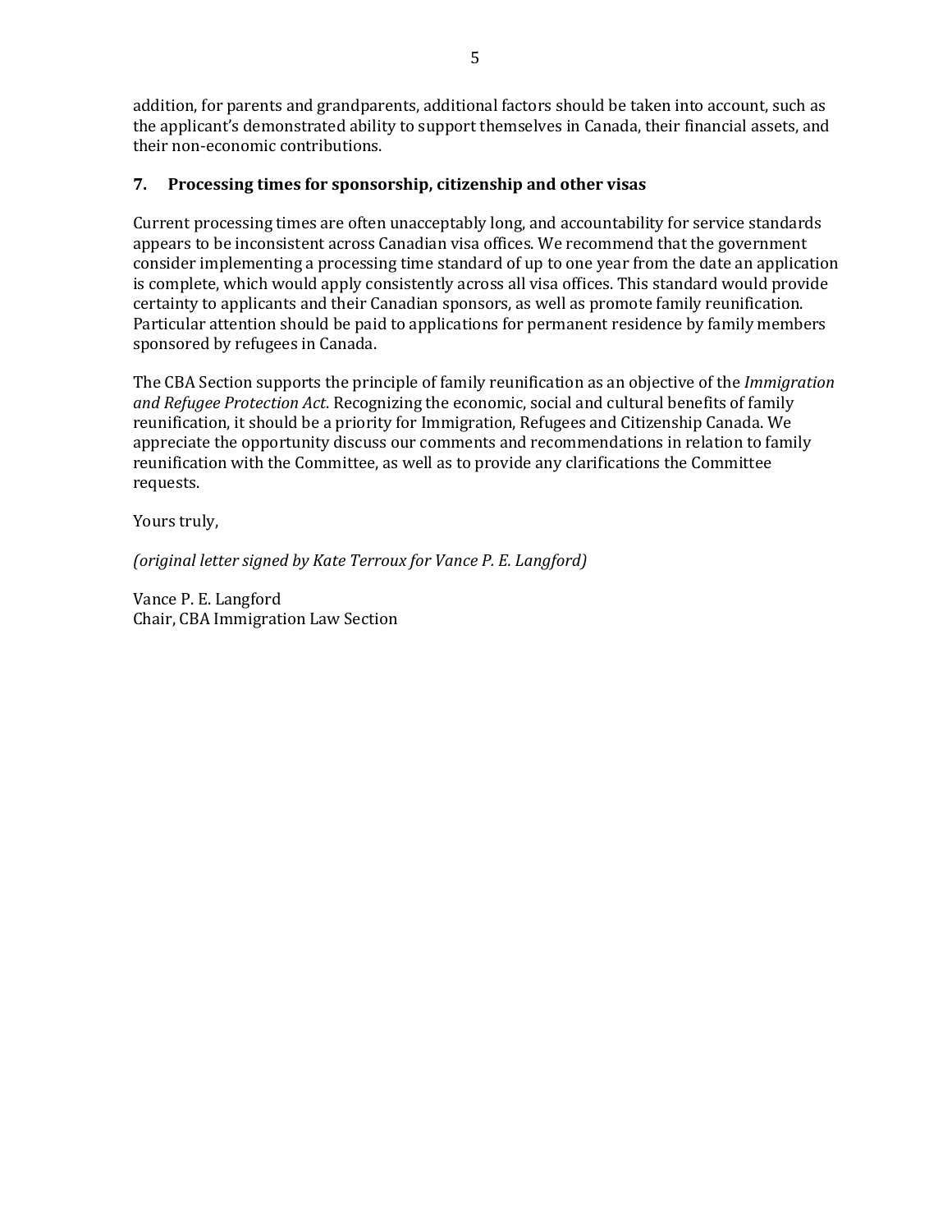addition, for parents and grandparents, additional factors should be taken into account, such as the applicant's demonstrated ability to support themselves in Canada, their financial assets, and their non-economic contributions.

## 7. Processing times for sponsorship, citizenship and other visas

Current processing times are often unacceptably long, and accountability for service standards appears to be inconsistent across Canadian visa offices. We recommend that the government consider implementing a processing time standard of up to one year from the date an application is complete, which would apply consistently across all visa offices. This standard would provide certainty to applicants and their Canadian sponsors, as well as promote family reunification. Particular attention should be paid to applications for permanent residence by family members sponsored by refugees in Canada.

The CBA Section supports the principle of family reunification as an objective of the *Immigration and Refugee Protection Act*. Recognizing the economic, social and cultural benefits of family reunification, it should be a priority for Immigration, Refugees and Citizenship Canada. We appreciate the opportunity discuss our comments and recommendations in relation to family reunification with the Committee, as well as to provide any clarifications the Committee requests.

Yours truly,

*(original letter signed by Kate Terroux for Vance P. E. Langford)*

Vance P. E. Langford
Chair, CBA Immigration Law Section